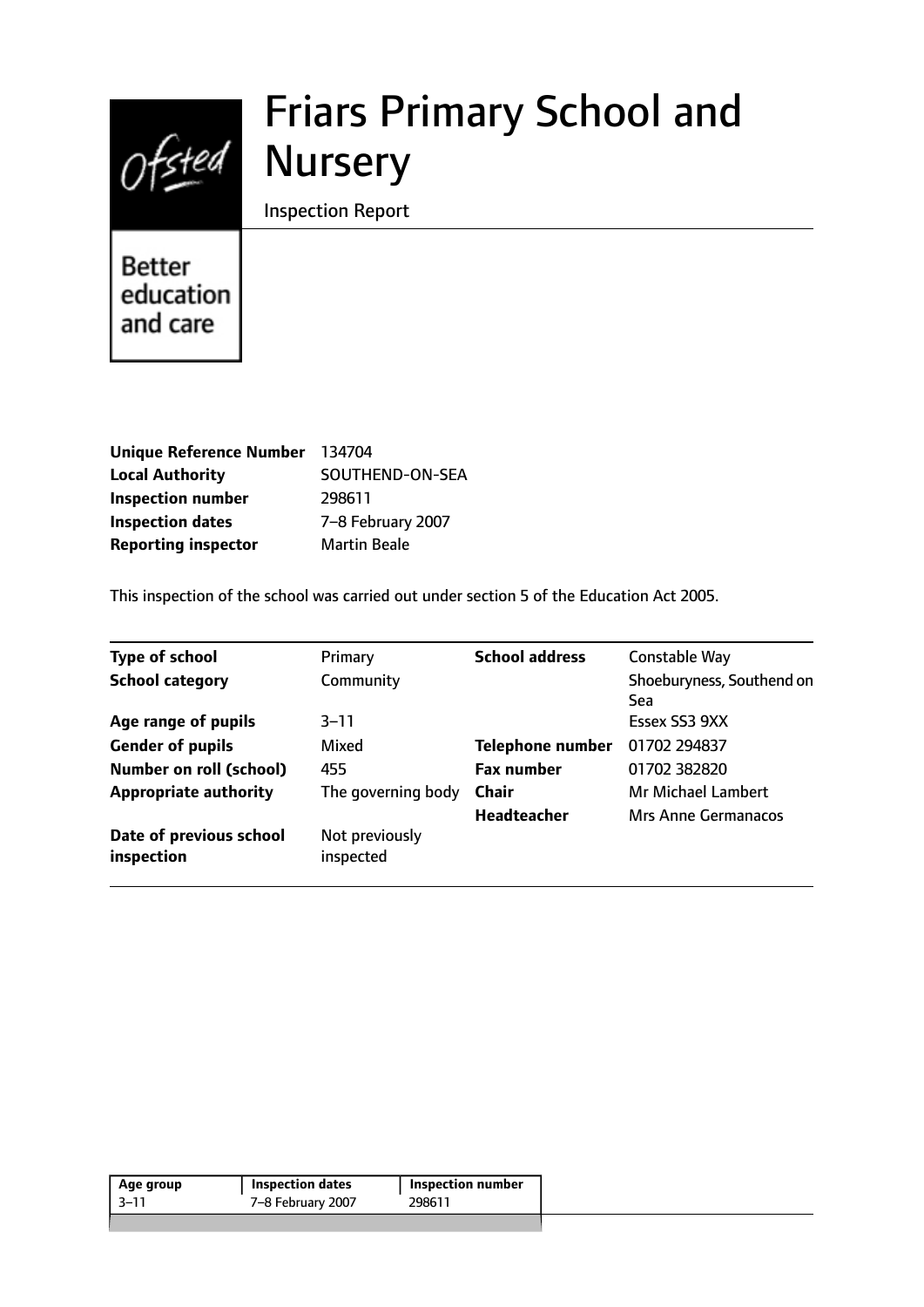# Friars Primary School and Nursery

Inspection Report

Better education and care

| | |
|---|---|
| **Unique Reference Number** | 134704 |
| **Local Authority** | SOUTHEND-ON-SEA |
| **Inspection number** | 298611 |
| **Inspection dates** | 7–8 February 2007 |
| **Reporting inspector** | Martin Beale |

This inspection of the school was carried out under section 5 of the Education Act 2005.

| | | | |
|---|---|---|---|
| **Type of school** | Primary | **School address** | Constable Way |
| **School category** | Community | | Shoeburyness, Southend on Sea |
| **Age range of pupils** | 3–11 | | Essex SS3 9XX |
| **Gender of pupils** | Mixed | **Telephone number** | 01702 294837 |
| **Number on roll (school)** | 455 | **Fax number** | 01702 382820 |
| **Appropriate authority** | The governing body | **Chair** | Mr Michael Lambert |
| | | **Headteacher** | Mrs Anne Germanacos |
| **Date of previous school inspection** | Not previously inspected | | |

| Age group | Inspection dates | Inspection number |
|---|---|---|
| 3–11 | 7–8 February 2007 | 298611 |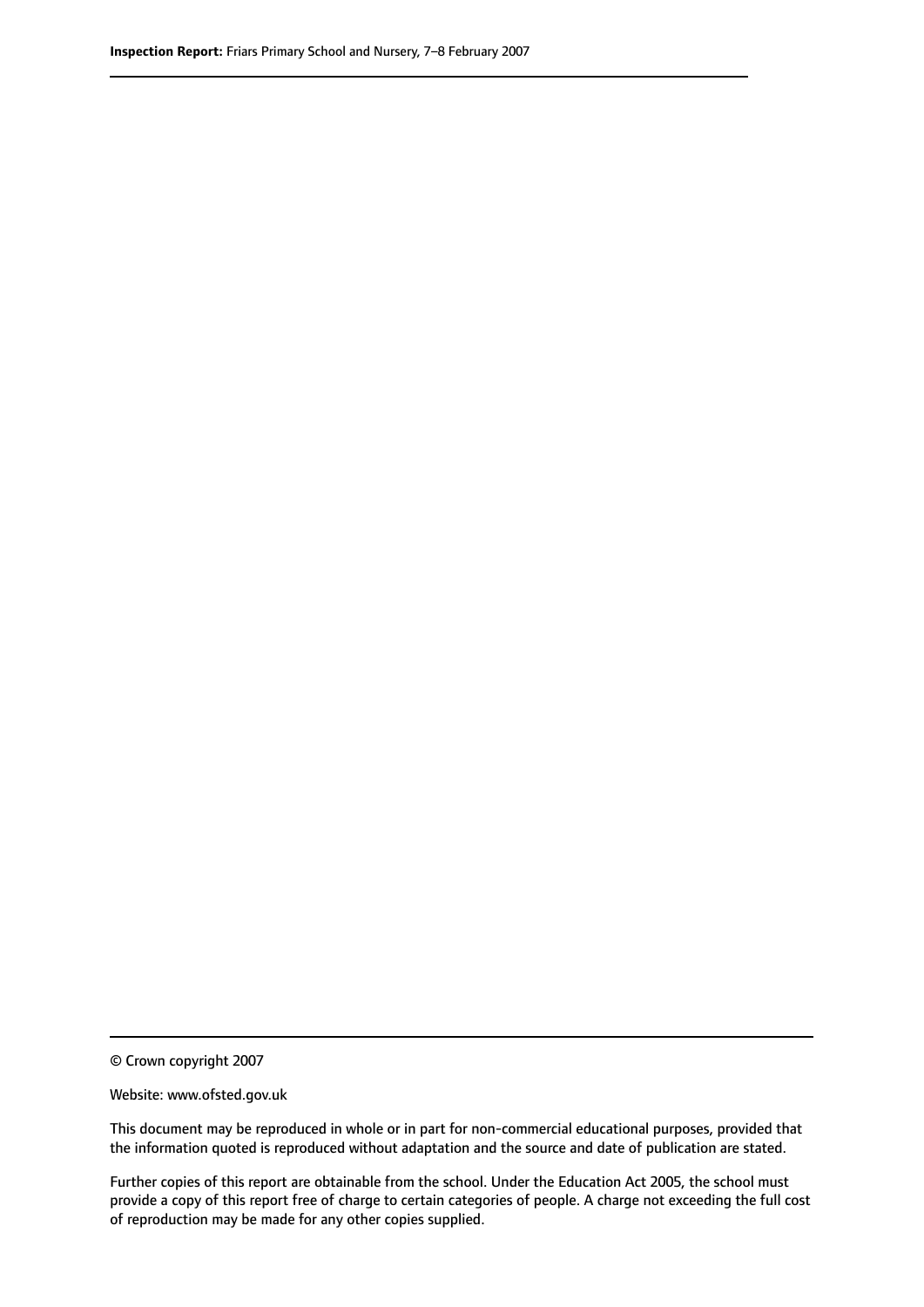© Crown copyright 2007

Website: www.ofsted.gov.uk

This document may be reproduced in whole or in part for non-commercial educational purposes, provided that the information quoted is reproduced without adaptation and the source and date of publication are stated.

Further copies of this report are obtainable from the school. Under the Education Act 2005, the school must provide a copy of this report free of charge to certain categories of people. A charge not exceeding the full cost of reproduction may be made for any other copies supplied.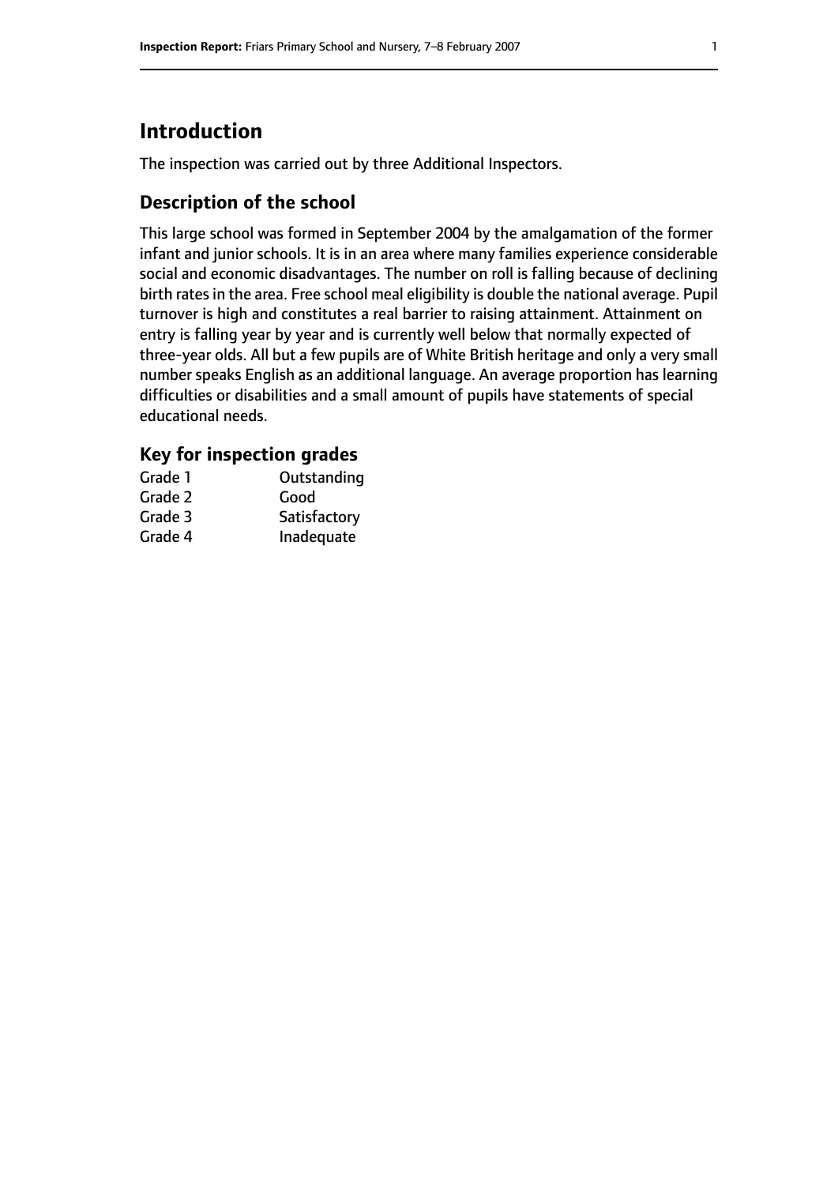# Introduction

The inspection was carried out by three Additional Inspectors.

## Description of the school

This large school was formed in September 2004 by the amalgamation of the former infant and junior schools. It is in an area where many families experience considerable social and economic disadvantages. The number on roll is falling because of declining birth rates in the area. Free school meal eligibility is double the national average. Pupil turnover is high and constitutes a real barrier to raising attainment. Attainment on entry is falling year by year and is currently well below that normally expected of three-year olds. All but a few pupils are of White British heritage and only a very small number speaks English as an additional language. An average proportion has learning difficulties or disabilities and a small amount of pupils have statements of special educational needs.

### Key for inspection grades

| | |
|---|---|
| Grade 1 | Outstanding |
| Grade 2 | Good |
| Grade 3 | Satisfactory |
| Grade 4 | Inadequate |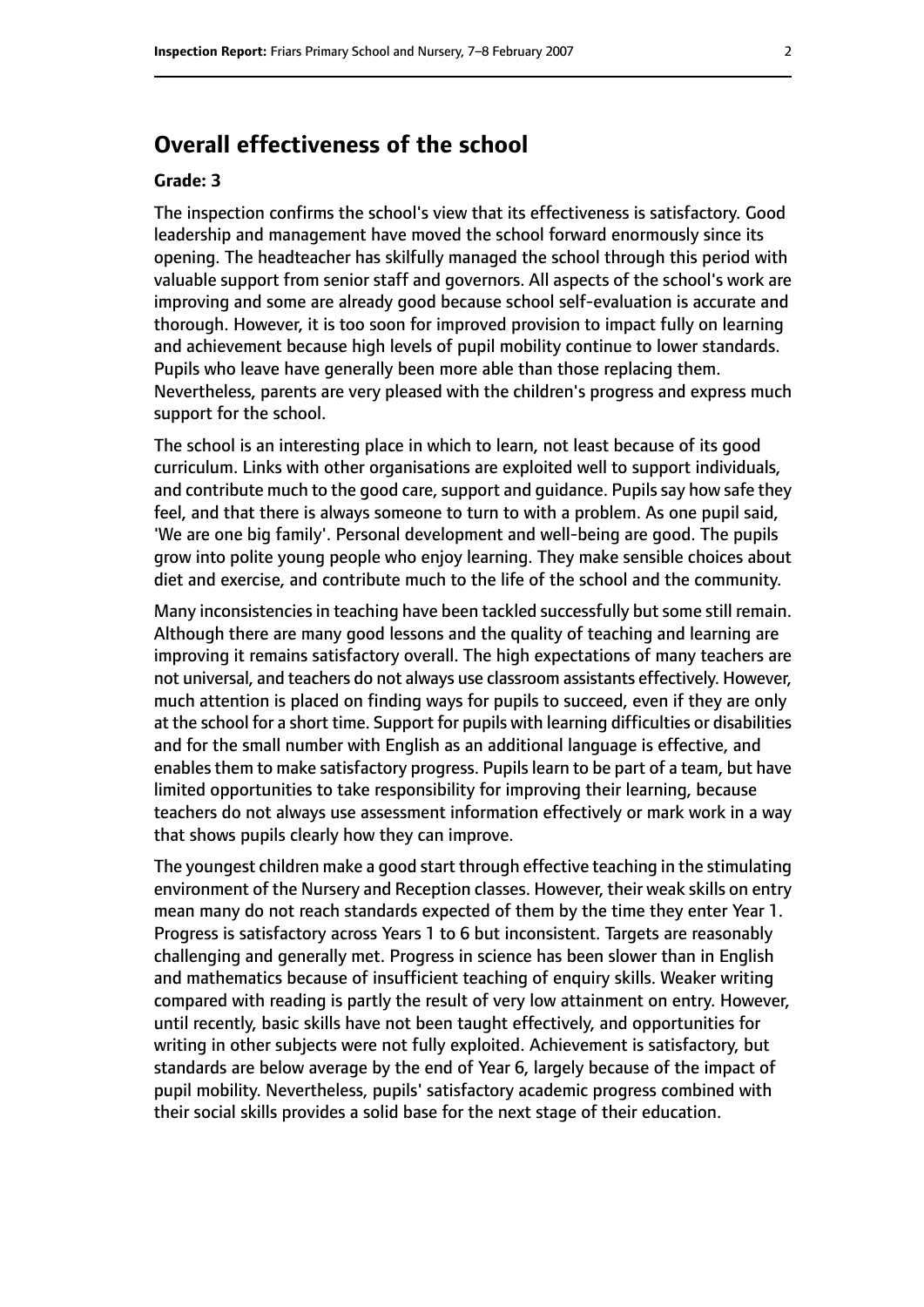## Overall effectiveness of the school

### Grade: 3

The inspection confirms the school's view that its effectiveness is satisfactory. Good leadership and management have moved the school forward enormously since its opening. The headteacher has skilfully managed the school through this period with valuable support from senior staff and governors. All aspects of the school's work are improving and some are already good because school self-evaluation is accurate and thorough. However, it is too soon for improved provision to impact fully on learning and achievement because high levels of pupil mobility continue to lower standards. Pupils who leave have generally been more able than those replacing them. Nevertheless, parents are very pleased with the children's progress and express much support for the school.

The school is an interesting place in which to learn, not least because of its good curriculum. Links with other organisations are exploited well to support individuals, and contribute much to the good care, support and guidance. Pupils say how safe they feel, and that there is always someone to turn to with a problem. As one pupil said, 'We are one big family'. Personal development and well-being are good. The pupils grow into polite young people who enjoy learning. They make sensible choices about diet and exercise, and contribute much to the life of the school and the community.

Many inconsistencies in teaching have been tackled successfully but some still remain. Although there are many good lessons and the quality of teaching and learning are improving it remains satisfactory overall. The high expectations of many teachers are not universal, and teachers do not always use classroom assistants effectively. However, much attention is placed on finding ways for pupils to succeed, even if they are only at the school for a short time. Support for pupils with learning difficulties or disabilities and for the small number with English as an additional language is effective, and enables them to make satisfactory progress. Pupils learn to be part of a team, but have limited opportunities to take responsibility for improving their learning, because teachers do not always use assessment information effectively or mark work in a way that shows pupils clearly how they can improve.

The youngest children make a good start through effective teaching in the stimulating environment of the Nursery and Reception classes. However, their weak skills on entry mean many do not reach standards expected of them by the time they enter Year 1. Progress is satisfactory across Years 1 to 6 but inconsistent. Targets are reasonably challenging and generally met. Progress in science has been slower than in English and mathematics because of insufficient teaching of enquiry skills. Weaker writing compared with reading is partly the result of very low attainment on entry. However, until recently, basic skills have not been taught effectively, and opportunities for writing in other subjects were not fully exploited. Achievement is satisfactory, but standards are below average by the end of Year 6, largely because of the impact of pupil mobility. Nevertheless, pupils' satisfactory academic progress combined with their social skills provides a solid base for the next stage of their education.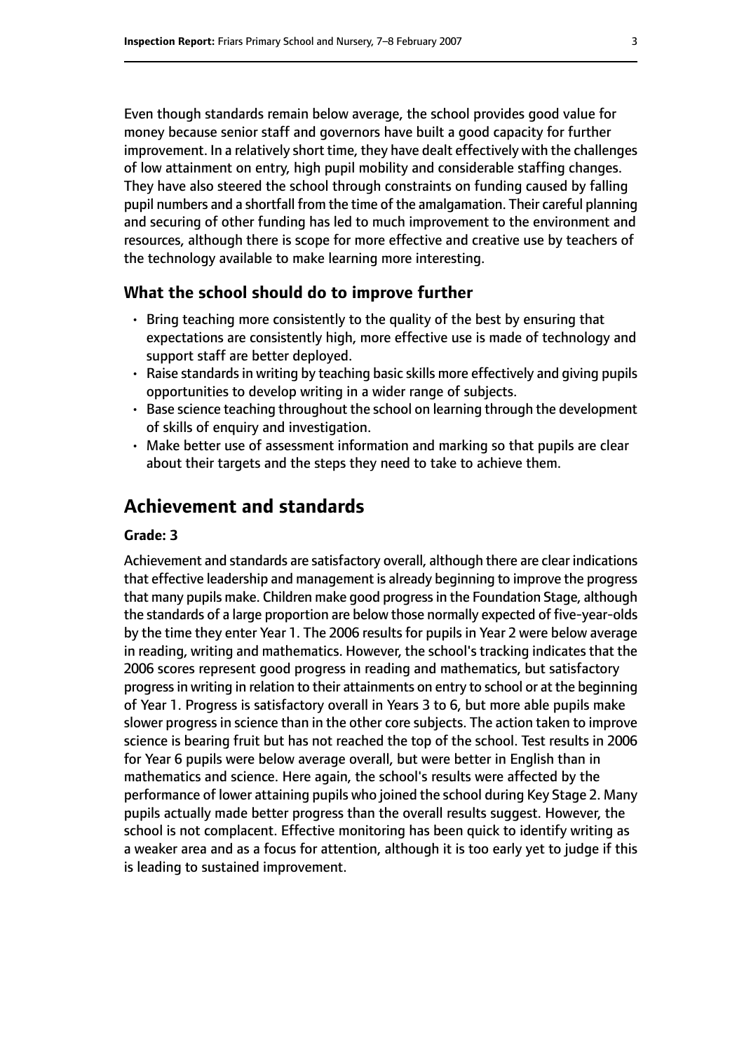Even though standards remain below average, the school provides good value for money because senior staff and governors have built a good capacity for further improvement. In a relatively short time, they have dealt effectively with the challenges of low attainment on entry, high pupil mobility and considerable staffing changes. They have also steered the school through constraints on funding caused by falling pupil numbers and a shortfall from the time of the amalgamation. Their careful planning and securing of other funding has led to much improvement to the environment and resources, although there is scope for more effective and creative use by teachers of the technology available to make learning more interesting.

### What the school should do to improve further

- Bring teaching more consistently to the quality of the best by ensuring that expectations are consistently high, more effective use is made of technology and support staff are better deployed.
- Raise standards in writing by teaching basic skills more effectively and giving pupils opportunities to develop writing in a wider range of subjects.
- Base science teaching throughout the school on learning through the development of skills of enquiry and investigation.
- Make better use of assessment information and marking so that pupils are clear about their targets and the steps they need to take to achieve them.

## Achievement and standards

#### Grade: 3

Achievement and standards are satisfactory overall, although there are clear indications that effective leadership and management is already beginning to improve the progress that many pupils make. Children make good progress in the Foundation Stage, although the standards of a large proportion are below those normally expected of five-year-olds by the time they enter Year 1. The 2006 results for pupils in Year 2 were below average in reading, writing and mathematics. However, the school's tracking indicates that the 2006 scores represent good progress in reading and mathematics, but satisfactory progress in writing in relation to their attainments on entry to school or at the beginning of Year 1. Progress is satisfactory overall in Years 3 to 6, but more able pupils make slower progress in science than in the other core subjects. The action taken to improve science is bearing fruit but has not reached the top of the school. Test results in 2006 for Year 6 pupils were below average overall, but were better in English than in mathematics and science. Here again, the school's results were affected by the performance of lower attaining pupils who joined the school during Key Stage 2. Many pupils actually made better progress than the overall results suggest. However, the school is not complacent. Effective monitoring has been quick to identify writing as a weaker area and as a focus for attention, although it is too early yet to judge if this is leading to sustained improvement.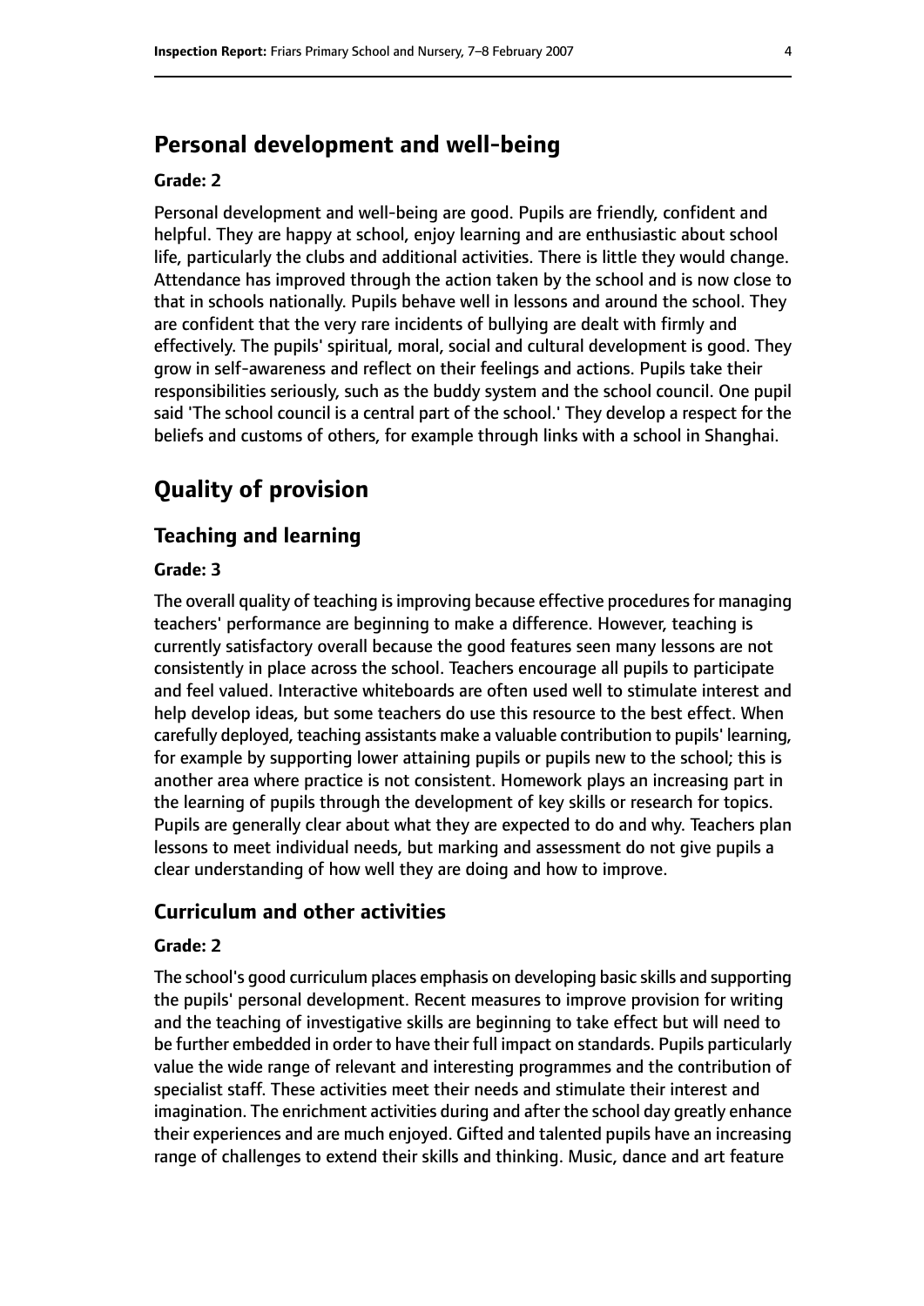## Personal development and well-being

#### Grade: 2

Personal development and well-being are good. Pupils are friendly, confident and helpful. They are happy at school, enjoy learning and are enthusiastic about school life, particularly the clubs and additional activities. There is little they would change. Attendance has improved through the action taken by the school and is now close to that in schools nationally. Pupils behave well in lessons and around the school. They are confident that the very rare incidents of bullying are dealt with firmly and effectively. The pupils' spiritual, moral, social and cultural development is good. They grow in self-awareness and reflect on their feelings and actions. Pupils take their responsibilities seriously, such as the buddy system and the school council. One pupil said 'The school council is a central part of the school.' They develop a respect for the beliefs and customs of others, for example through links with a school in Shanghai.

# Quality of provision

## Teaching and learning

#### Grade: 3

The overall quality of teaching is improving because effective procedures for managing teachers' performance are beginning to make a difference. However, teaching is currently satisfactory overall because the good features seen many lessons are not consistently in place across the school. Teachers encourage all pupils to participate and feel valued. Interactive whiteboards are often used well to stimulate interest and help develop ideas, but some teachers do use this resource to the best effect. When carefully deployed, teaching assistants make a valuable contribution to pupils' learning, for example by supporting lower attaining pupils or pupils new to the school; this is another area where practice is not consistent. Homework plays an increasing part in the learning of pupils through the development of key skills or research for topics. Pupils are generally clear about what they are expected to do and why. Teachers plan lessons to meet individual needs, but marking and assessment do not give pupils a clear understanding of how well they are doing and how to improve.

## Curriculum and other activities

#### Grade: 2

The school's good curriculum places emphasis on developing basic skills and supporting the pupils' personal development. Recent measures to improve provision for writing and the teaching of investigative skills are beginning to take effect but will need to be further embedded in order to have their full impact on standards. Pupils particularly value the wide range of relevant and interesting programmes and the contribution of specialist staff. These activities meet their needs and stimulate their interest and imagination. The enrichment activities during and after the school day greatly enhance their experiences and are much enjoyed. Gifted and talented pupils have an increasing range of challenges to extend their skills and thinking. Music, dance and art feature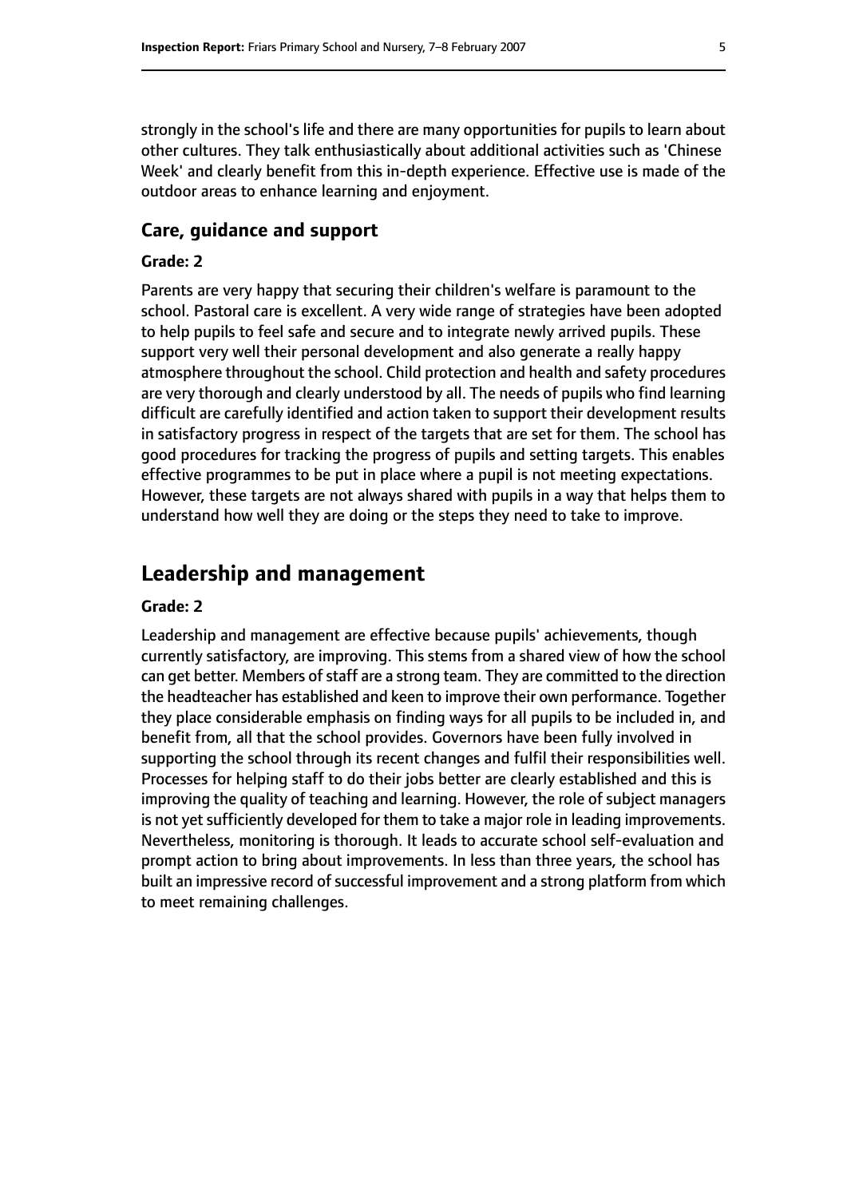strongly in the school's life and there are many opportunities for pupils to learn about other cultures. They talk enthusiastically about additional activities such as 'Chinese Week' and clearly benefit from this in-depth experience. Effective use is made of the outdoor areas to enhance learning and enjoyment.

### Care, guidance and support

#### Grade: 2

Parents are very happy that securing their children's welfare is paramount to the school. Pastoral care is excellent. A very wide range of strategies have been adopted to help pupils to feel safe and secure and to integrate newly arrived pupils. These support very well their personal development and also generate a really happy atmosphere throughout the school. Child protection and health and safety procedures are very thorough and clearly understood by all. The needs of pupils who find learning difficult are carefully identified and action taken to support their development results in satisfactory progress in respect of the targets that are set for them. The school has good procedures for tracking the progress of pupils and setting targets. This enables effective programmes to be put in place where a pupil is not meeting expectations. However, these targets are not always shared with pupils in a way that helps them to understand how well they are doing or the steps they need to take to improve.

## Leadership and management

#### Grade: 2

Leadership and management are effective because pupils' achievements, though currently satisfactory, are improving. This stems from a shared view of how the school can get better. Members of staff are a strong team. They are committed to the direction the headteacher has established and keen to improve their own performance. Together they place considerable emphasis on finding ways for all pupils to be included in, and benefit from, all that the school provides. Governors have been fully involved in supporting the school through its recent changes and fulfil their responsibilities well. Processes for helping staff to do their jobs better are clearly established and this is improving the quality of teaching and learning. However, the role of subject managers is not yet sufficiently developed for them to take a major role in leading improvements. Nevertheless, monitoring is thorough. It leads to accurate school self-evaluation and prompt action to bring about improvements. In less than three years, the school has built an impressive record of successful improvement and a strong platform from which to meet remaining challenges.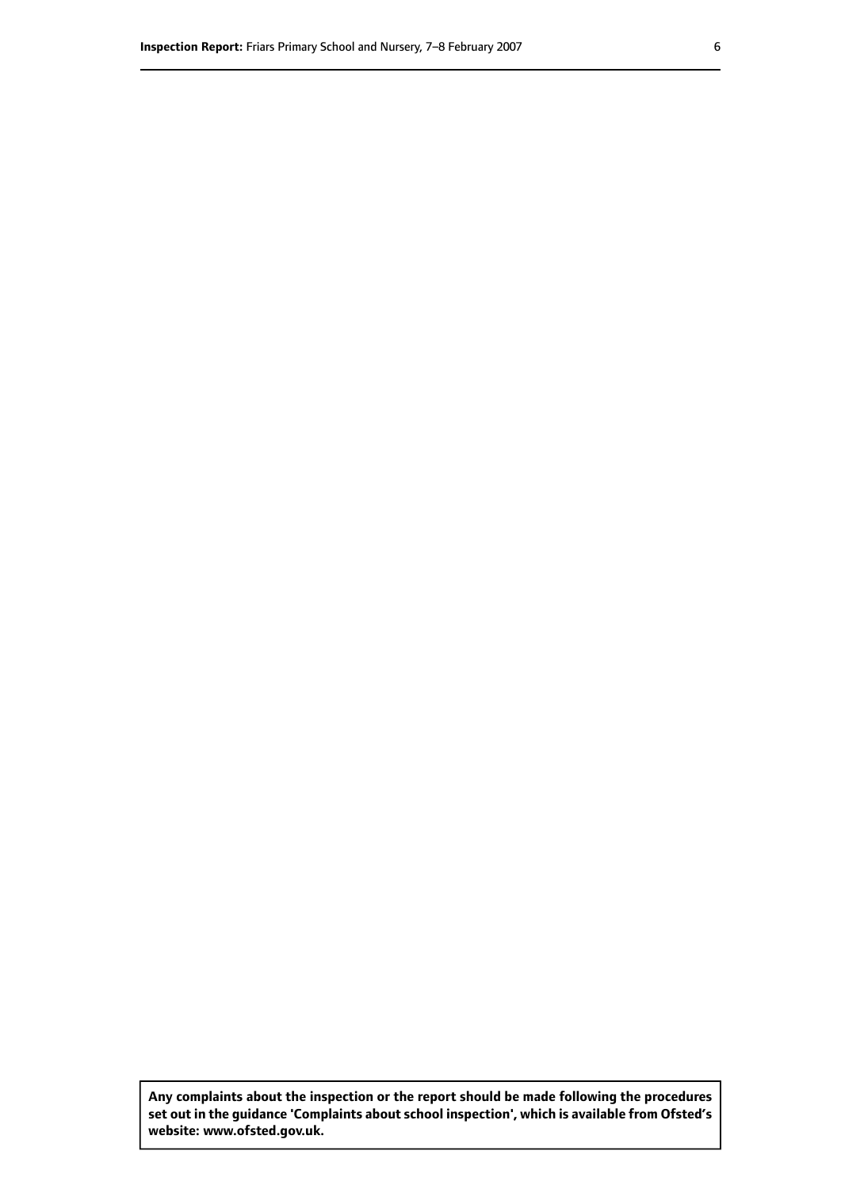**Any complaints about the inspection or the report should be made following the procedures set out in the guidance 'Complaints about school inspection', which is available from Ofsted's website: www.ofsted.gov.uk.**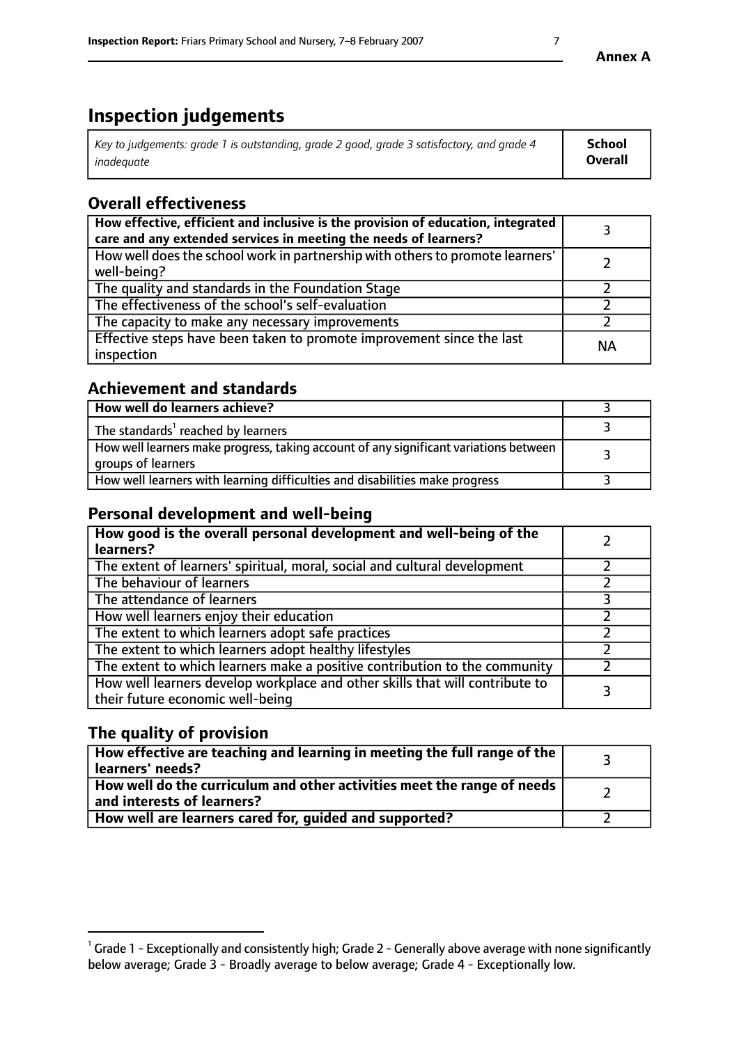**Annex A**

# Inspection judgements

| *Key to judgements: grade 1 is outstanding, grade 2 good, grade 3 satisfactory, and grade 4 inadequate* | **School Overall** |
|---|---|

## Overall effectiveness

| | |
|---|---|
| **How effective, efficient and inclusive is the provision of education, integrated care and any extended services in meeting the needs of learners?** | 3 |
| How well does the school work in partnership with others to promote learners' well-being? | 2 |
| The quality and standards in the Foundation Stage | 2 |
| The effectiveness of the school's self-evaluation | 2 |
| The capacity to make any necessary improvements | 2 |
| Effective steps have been taken to promote improvement since the last inspection | NA |

## Achievement and standards

| | |
|---|---|
| **How well do learners achieve?** | 3 |
| The standards[1] reached by learners | 3 |
| How well learners make progress, taking account of any significant variations between groups of learners | 3 |
| How well learners with learning difficulties and disabilities make progress | 3 |

## Personal development and well-being

| | |
|---|---|
| **How good is the overall personal development and well-being of the learners?** | 2 |
| The extent of learners' spiritual, moral, social and cultural development | 2 |
| The behaviour of learners | 2 |
| The attendance of learners | 3 |
| How well learners enjoy their education | 2 |
| The extent to which learners adopt safe practices | 2 |
| The extent to which learners adopt healthy lifestyles | 2 |
| The extent to which learners make a positive contribution to the community | 2 |
| How well learners develop workplace and other skills that will contribute to their future economic well-being | 3 |

## The quality of provision

| | |
|---|---|
| **How effective are teaching and learning in meeting the full range of the learners' needs?** | 3 |
| **How well do the curriculum and other activities meet the range of needs and interests of learners?** | 2 |
| **How well are learners cared for, guided and supported?** | 2 |

[1] Grade 1 - Exceptionally and consistently high; Grade 2 - Generally above average with none significantly below average; Grade 3 - Broadly average to below average; Grade 4 - Exceptionally low.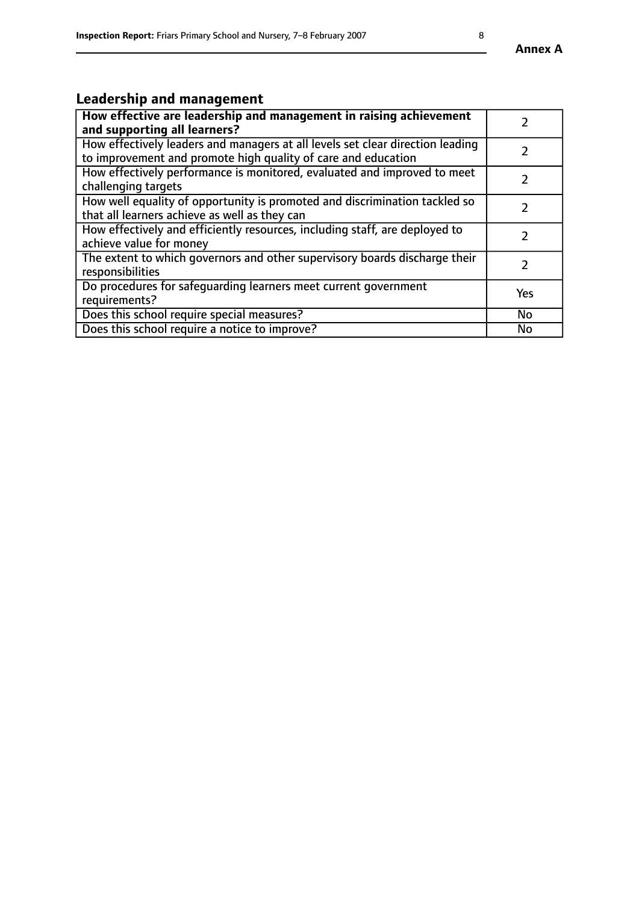## Leadership and management

| **How effective are leadership and management in raising achievement and supporting all learners?** | 2 |
|---|---|
| How effectively leaders and managers at all levels set clear direction leading to improvement and promote high quality of care and education | 2 |
| How effectively performance is monitored, evaluated and improved to meet challenging targets | 2 |
| How well equality of opportunity is promoted and discrimination tackled so that all learners achieve as well as they can | 2 |
| How effectively and efficiently resources, including staff, are deployed to achieve value for money | 2 |
| The extent to which governors and other supervisory boards discharge their responsibilities | 2 |
| Do procedures for safeguarding learners meet current government requirements? | Yes |
| Does this school require special measures? | No |
| Does this school require a notice to improve? | No |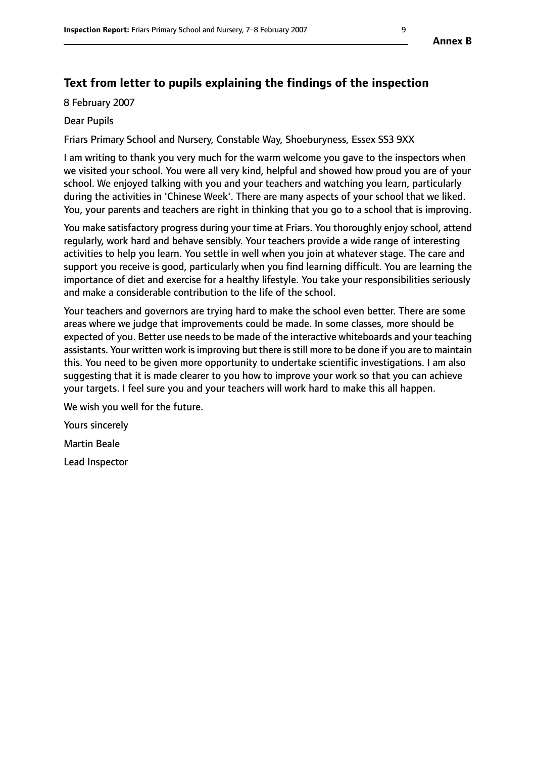## Text from letter to pupils explaining the findings of the inspection

8 February 2007

Dear Pupils

Friars Primary School and Nursery, Constable Way, Shoeburyness, Essex SS3 9XX

I am writing to thank you very much for the warm welcome you gave to the inspectors when we visited your school. You were all very kind, helpful and showed how proud you are of your school. We enjoyed talking with you and your teachers and watching you learn, particularly during the activities in 'Chinese Week'. There are many aspects of your school that we liked. You, your parents and teachers are right in thinking that you go to a school that is improving.

You make satisfactory progress during your time at Friars. You thoroughly enjoy school, attend regularly, work hard and behave sensibly. Your teachers provide a wide range of interesting activities to help you learn. You settle in well when you join at whatever stage. The care and support you receive is good, particularly when you find learning difficult. You are learning the importance of diet and exercise for a healthy lifestyle. You take your responsibilities seriously and make a considerable contribution to the life of the school.

Your teachers and governors are trying hard to make the school even better. There are some areas where we judge that improvements could be made. In some classes, more should be expected of you. Better use needs to be made of the interactive whiteboards and your teaching assistants. Your written work is improving but there is still more to be done if you are to maintain this. You need to be given more opportunity to undertake scientific investigations. I am also suggesting that it is made clearer to you how to improve your work so that you can achieve your targets. I feel sure you and your teachers will work hard to make this all happen.

We wish you well for the future.

Yours sincerely

Martin Beale

Lead Inspector